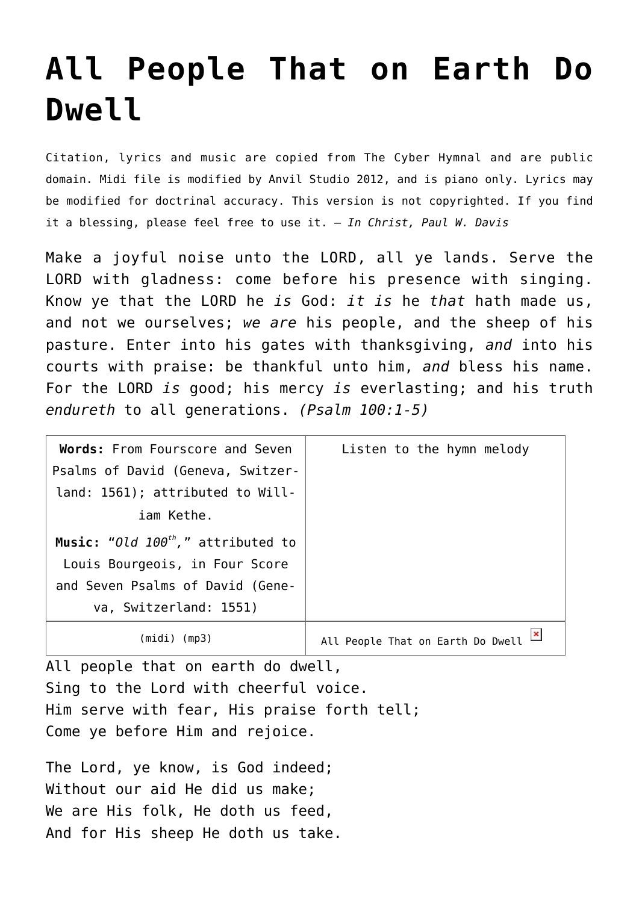# All People That on Earth Do Dwell

Citation, lyrics and music are copied from The Cyber Hymnal and are public domain. Midi file is modified by Anvil Studio 2012, and is piano only. Lyrics may be modified for doctrinal accuracy. This version is not copyrighted. If you find it a blessing, please feel free to use it. – *In Christ, Paul W. Davis*

Make a joyful noise unto the LORD, all ye lands. Serve the LORD with gladness: come before his presence with singing. Know ye that the LORD he *is* God: *it is* he *that* hath made us, and not we ourselves; *we are* his people, and the sheep of his pasture. Enter into his gates with thanksgiving, *and* into his courts with praise: be thankful unto him, *and* bless his name. For the LORD *is* good; his mercy *is* everlasting; and his truth *endureth* to all generations. *(Psalm 100:1-5)*

| **Words:** From Fourscore and Seven Psalms of David (Geneva, Switzerland: 1561); attributed to William Kethe. **Music:** "*Old 100th*," attributed to Louis Bourgeois, in Four Score and Seven Psalms of David (Geneva, Switzerland: 1551) | Listen to the hymn melody |
| --- | --- |
| (midi) (mp3) | All People That on Earth Do Dwell |

All people that on earth do dwell,
Sing to the Lord with cheerful voice.
Him serve with fear, His praise forth tell;
Come ye before Him and rejoice.

The Lord, ye know, is God indeed;
Without our aid He did us make;
We are His folk, He doth us feed,
And for His sheep He doth us take.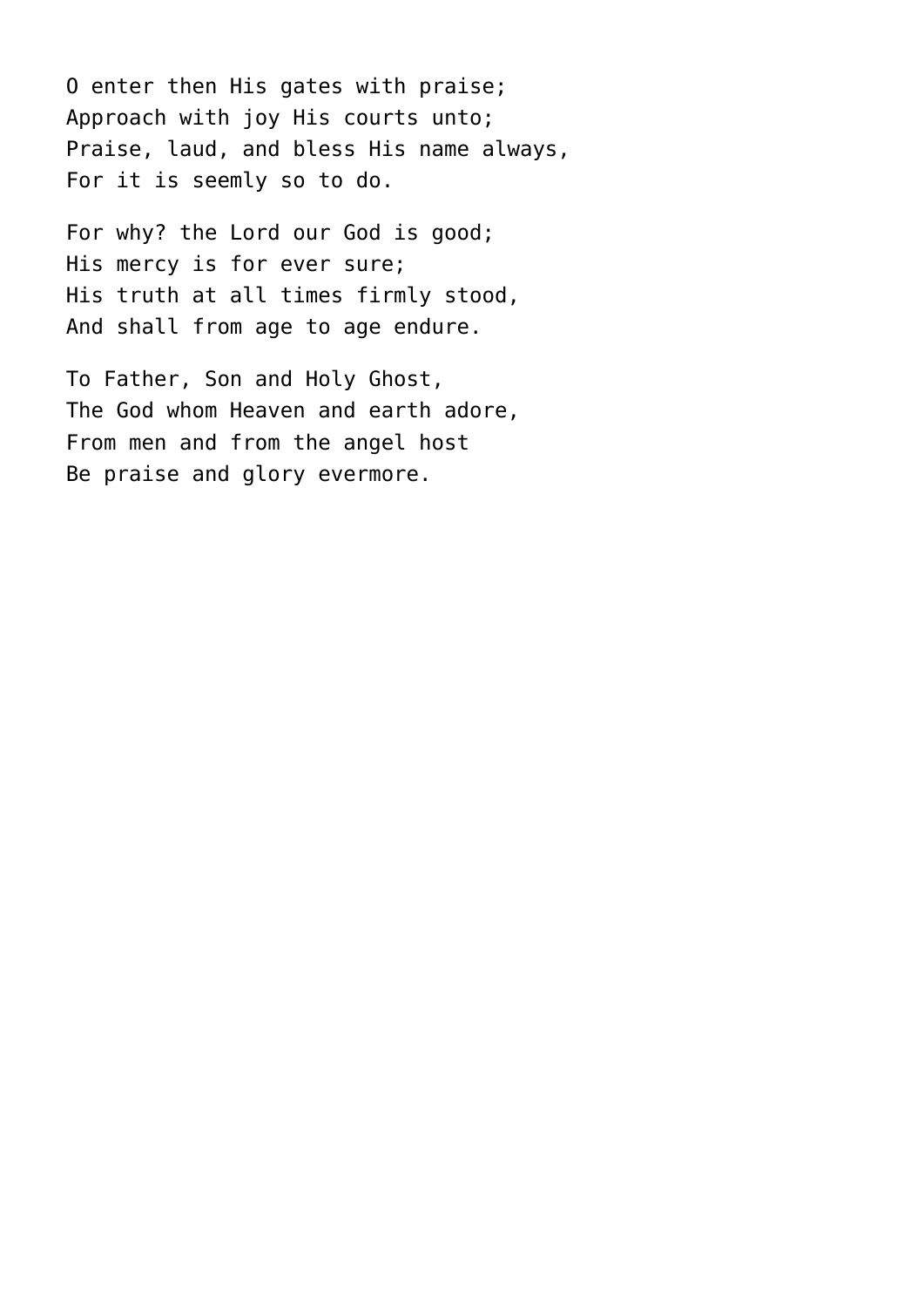O enter then His gates with praise;
Approach with joy His courts unto;
Praise, laud, and bless His name always,
For it is seemly so to do.

For why? the Lord our God is good;
His mercy is for ever sure;
His truth at all times firmly stood,
And shall from age to age endure.

To Father, Son and Holy Ghost,
The God whom Heaven and earth adore,
From men and from the angel host
Be praise and glory evermore.